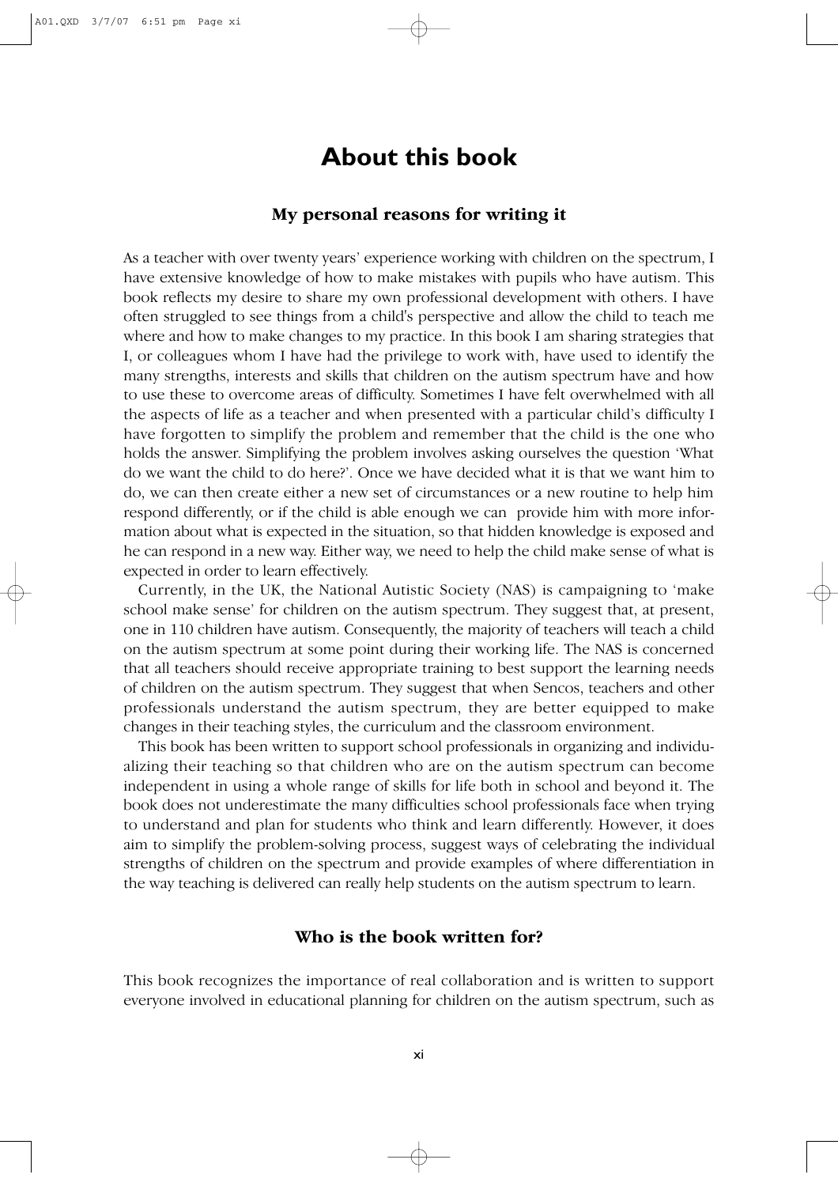# About this book

## My personal reasons for writing it

As a teacher with over twenty years' experience working with children on the spectrum, I have extensive knowledge of how to make mistakes with pupils who have autism. This book reflects my desire to share my own professional development with others. I have often struggled to see things from a child's perspective and allow the child to teach me where and how to make changes to my practice. In this book I am sharing strategies that I, or colleagues whom I have had the privilege to work with, have used to identify the many strengths, interests and skills that children on the autism spectrum have and how to use these to overcome areas of difficulty. Sometimes I have felt overwhelmed with all the aspects of life as a teacher and when presented with a particular child's difficulty I have forgotten to simplify the problem and remember that the child is the one who holds the answer. Simplifying the problem involves asking ourselves the question 'What do we want the child to do here?'. Once we have decided what it is that we want him to do, we can then create either a new set of circumstances or a new routine to help him respond differently, or if the child is able enough we can provide him with more information about what is expected in the situation, so that hidden knowledge is exposed and he can respond in a new way. Either way, we need to help the child make sense of what is expected in order to learn effectively.

Currently, in the UK, the National Autistic Society (NAS) is campaigning to 'make school make sense' for children on the autism spectrum. They suggest that, at present, one in 110 children have autism. Consequently, the majority of teachers will teach a child on the autism spectrum at some point during their working life. The NAS is concerned that all teachers should receive appropriate training to best support the learning needs of children on the autism spectrum. They suggest that when Sencos, teachers and other professionals understand the autism spectrum, they are better equipped to make changes in their teaching styles, the curriculum and the classroom environment.

This book has been written to support school professionals in organizing and individualizing their teaching so that children who are on the autism spectrum can become independent in using a whole range of skills for life both in school and beyond it. The book does not underestimate the many difficulties school professionals face when trying to understand and plan for students who think and learn differently. However, it does aim to simplify the problem-solving process, suggest ways of celebrating the individual strengths of children on the spectrum and provide examples of where differentiation in the way teaching is delivered can really help students on the autism spectrum to learn.

## Who is the book written for?

This book recognizes the importance of real collaboration and is written to support everyone involved in educational planning for children on the autism spectrum, such as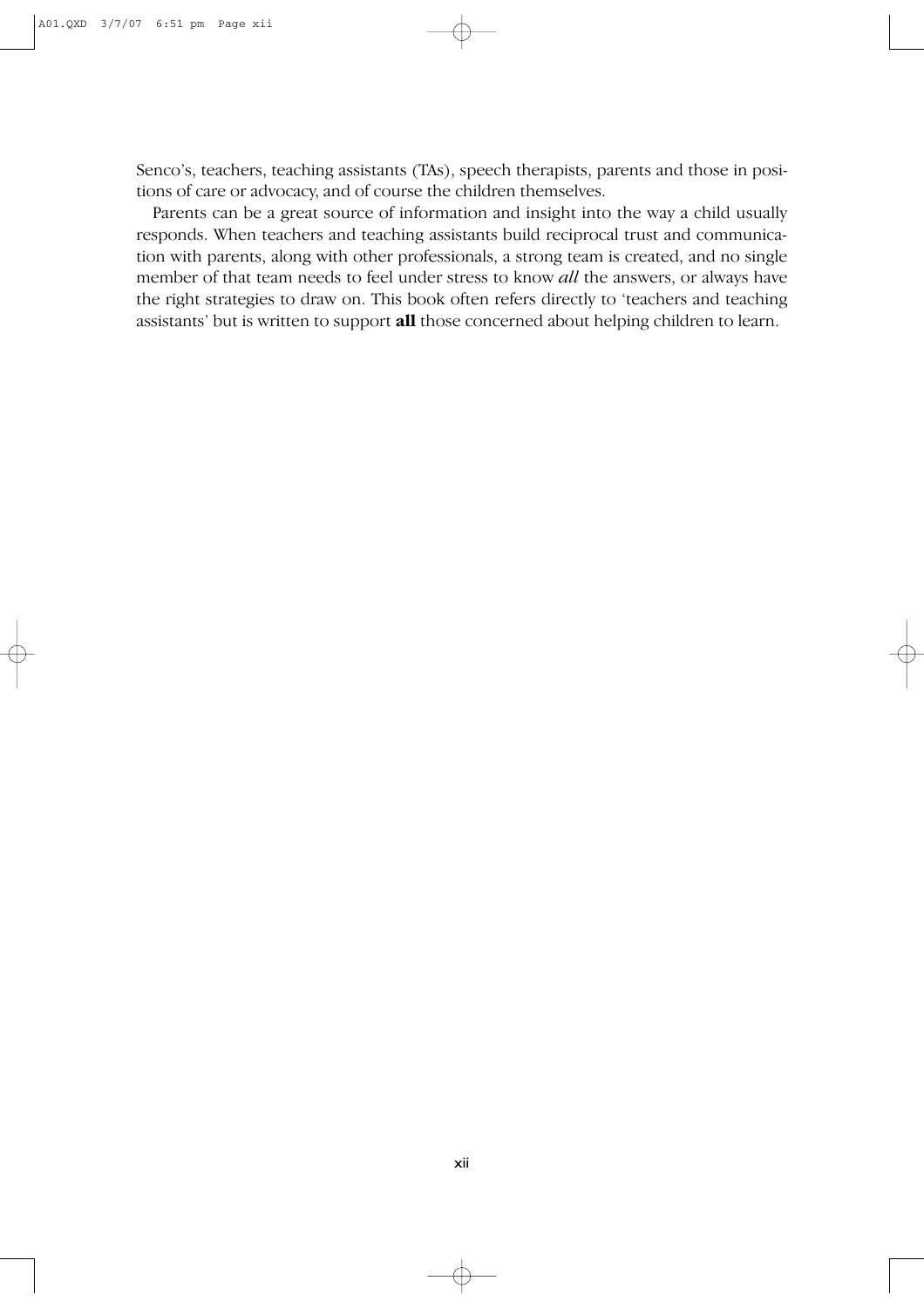Senco's, teachers, teaching assistants (TAs), speech therapists, parents and those in positions of care or advocacy, and of course the children themselves.

Parents can be a great source of information and insight into the way a child usually responds. When teachers and teaching assistants build reciprocal trust and communication with parents, along with other professionals, a strong team is created, and no single member of that team needs to feel under stress to know *all* the answers, or always have the right strategies to draw on. This book often refers directly to 'teachers and teaching assistants' but is written to support **all** those concerned about helping children to learn.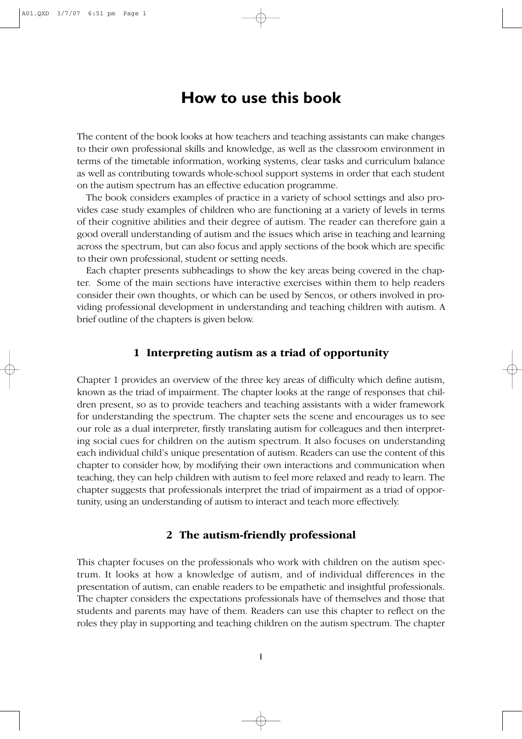# How to use this book

The content of the book looks at how teachers and teaching assistants can make changes to their own professional skills and knowledge, as well as the classroom environment in terms of the timetable information, working systems, clear tasks and curriculum balance as well as contributing towards whole-school support systems in order that each student on the autism spectrum has an effective education programme.

The book considers examples of practice in a variety of school settings and also provides case study examples of children who are functioning at a variety of levels in terms of their cognitive abilities and their degree of autism. The reader can therefore gain a good overall understanding of autism and the issues which arise in teaching and learning across the spectrum, but can also focus and apply sections of the book which are specific to their own professional, student or setting needs.

Each chapter presents subheadings to show the key areas being covered in the chapter. Some of the main sections have interactive exercises within them to help readers consider their own thoughts, or which can be used by Sencos, or others involved in providing professional development in understanding and teaching children with autism. A brief outline of the chapters is given below.

## 1 Interpreting autism as a triad of opportunity

Chapter 1 provides an overview of the three key areas of difficulty which define autism, known as the triad of impairment. The chapter looks at the range of responses that children present, so as to provide teachers and teaching assistants with a wider framework for understanding the spectrum. The chapter sets the scene and encourages us to see our role as a dual interpreter, firstly translating autism for colleagues and then interpreting social cues for children on the autism spectrum. It also focuses on understanding each individual child's unique presentation of autism. Readers can use the content of this chapter to consider how, by modifying their own interactions and communication when teaching, they can help children with autism to feel more relaxed and ready to learn. The chapter suggests that professionals interpret the triad of impairment as a triad of opportunity, using an understanding of autism to interact and teach more effectively.

## 2 The autism-friendly professional

This chapter focuses on the professionals who work with children on the autism spectrum. It looks at how a knowledge of autism, and of individual differences in the presentation of autism, can enable readers to be empathetic and insightful professionals. The chapter considers the expectations professionals have of themselves and those that students and parents may have of them. Readers can use this chapter to reflect on the roles they play in supporting and teaching children on the autism spectrum. The chapter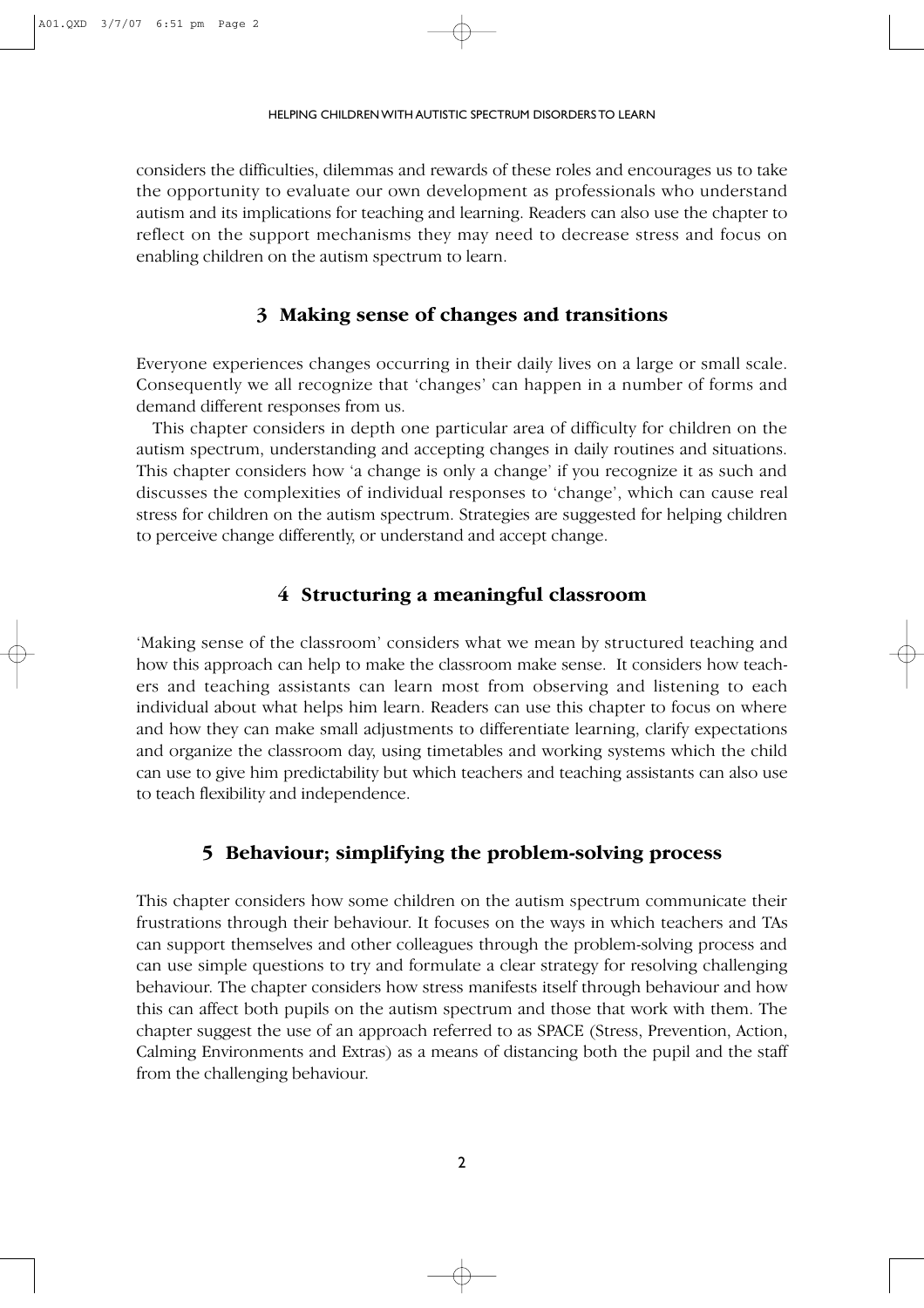considers the difficulties, dilemmas and rewards of these roles and encourages us to take the opportunity to evaluate our own development as professionals who understand autism and its implications for teaching and learning. Readers can also use the chapter to reflect on the support mechanisms they may need to decrease stress and focus on enabling children on the autism spectrum to learn.

## 3 Making sense of changes and transitions

Everyone experiences changes occurring in their daily lives on a large or small scale. Consequently we all recognize that 'changes' can happen in a number of forms and demand different responses from us.

This chapter considers in depth one particular area of difficulty for children on the autism spectrum, understanding and accepting changes in daily routines and situations. This chapter considers how 'a change is only a change' if you recognize it as such and discusses the complexities of individual responses to 'change', which can cause real stress for children on the autism spectrum. Strategies are suggested for helping children to perceive change differently, or understand and accept change.

## 4 Structuring a meaningful classroom

'Making sense of the classroom' considers what we mean by structured teaching and how this approach can help to make the classroom make sense. It considers how teachers and teaching assistants can learn most from observing and listening to each individual about what helps him learn. Readers can use this chapter to focus on where and how they can make small adjustments to differentiate learning, clarify expectations and organize the classroom day, using timetables and working systems which the child can use to give him predictability but which teachers and teaching assistants can also use to teach flexibility and independence.

## 5 Behaviour; simplifying the problem-solving process

This chapter considers how some children on the autism spectrum communicate their frustrations through their behaviour. It focuses on the ways in which teachers and TAs can support themselves and other colleagues through the problem-solving process and can use simple questions to try and formulate a clear strategy for resolving challenging behaviour. The chapter considers how stress manifests itself through behaviour and how this can affect both pupils on the autism spectrum and those that work with them. The chapter suggest the use of an approach referred to as SPACE (Stress, Prevention, Action, Calming Environments and Extras) as a means of distancing both the pupil and the staff from the challenging behaviour.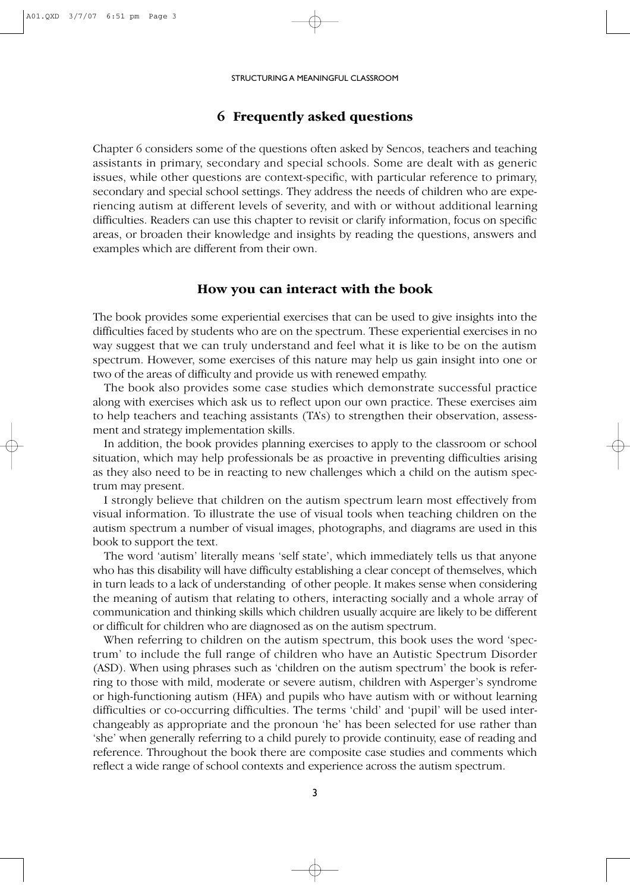## 6 Frequently asked questions

Chapter 6 considers some of the questions often asked by Sencos, teachers and teaching assistants in primary, secondary and special schools. Some are dealt with as generic issues, while other questions are context-specific, with particular reference to primary, secondary and special school settings. They address the needs of children who are experiencing autism at different levels of severity, and with or without additional learning difficulties. Readers can use this chapter to revisit or clarify information, focus on specific areas, or broaden their knowledge and insights by reading the questions, answers and examples which are different from their own.

## How you can interact with the book

The book provides some experiential exercises that can be used to give insights into the difficulties faced by students who are on the spectrum. These experiential exercises in no way suggest that we can truly understand and feel what it is like to be on the autism spectrum. However, some exercises of this nature may help us gain insight into one or two of the areas of difficulty and provide us with renewed empathy.

The book also provides some case studies which demonstrate successful practice along with exercises which ask us to reflect upon our own practice. These exercises aim to help teachers and teaching assistants (TA's) to strengthen their observation, assessment and strategy implementation skills.

In addition, the book provides planning exercises to apply to the classroom or school situation, which may help professionals be as proactive in preventing difficulties arising as they also need to be in reacting to new challenges which a child on the autism spectrum may present.

I strongly believe that children on the autism spectrum learn most effectively from visual information. To illustrate the use of visual tools when teaching children on the autism spectrum a number of visual images, photographs, and diagrams are used in this book to support the text.

The word 'autism' literally means 'self state', which immediately tells us that anyone who has this disability will have difficulty establishing a clear concept of themselves, which in turn leads to a lack of understanding of other people. It makes sense when considering the meaning of autism that relating to others, interacting socially and a whole array of communication and thinking skills which children usually acquire are likely to be different or difficult for children who are diagnosed as on the autism spectrum.

When referring to children on the autism spectrum, this book uses the word 'spectrum' to include the full range of children who have an Autistic Spectrum Disorder (ASD). When using phrases such as 'children on the autism spectrum' the book is referring to those with mild, moderate or severe autism, children with Asperger's syndrome or high-functioning autism (HFA) and pupils who have autism with or without learning difficulties or co-occurring difficulties. The terms 'child' and 'pupil' will be used interchangeably as appropriate and the pronoun 'he' has been selected for use rather than 'she' when generally referring to a child purely to provide continuity, ease of reading and reference. Throughout the book there are composite case studies and comments which reflect a wide range of school contexts and experience across the autism spectrum.